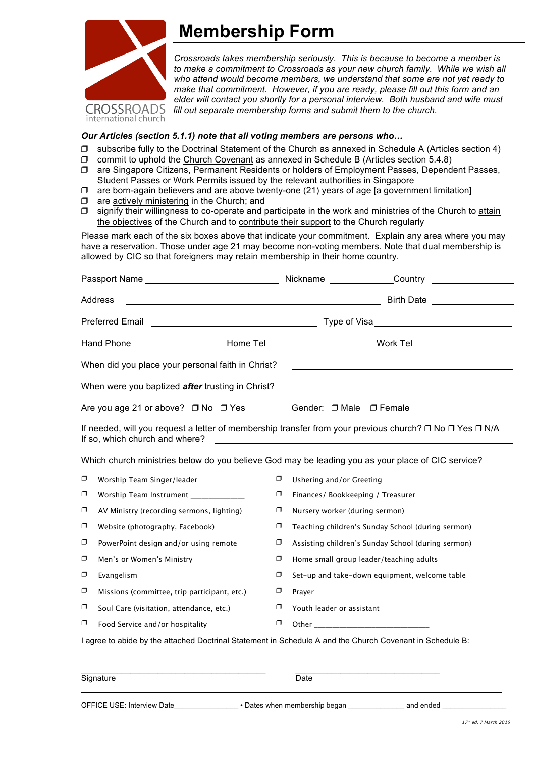CROSSROADS
international church

# Membership Form

*Crossroads takes membership seriously. This is because to become a member is to make a commitment to Crossroads as your new church family. While we wish all who attend would become members, we understand that some are not yet ready to make that commitment. However, if you are ready, please fill out this form and an elder will contact you shortly for a personal interview. Both husband and wife must fill out separate membership forms and submit them to the church.*

***Our Articles (section 5.1.1) note that all voting members are persons who…***

- ❐ subscribe fully to the Doctrinal Statement of the Church as annexed in Schedule A (Articles section 4)
- ❐ commit to uphold the Church Covenant as annexed in Schedule B (Articles section 5.4.8)
- ❐ are Singapore Citizens, Permanent Residents or holders of Employment Passes, Dependent Passes, Student Passes or Work Permits issued by the relevant authorities in Singapore
- ❐ are born-again believers and are above twenty-one (21) years of age [a government limitation]
- ❐ are actively ministering in the Church; and
- ❐ signify their willingness to co-operate and participate in the work and ministries of the Church to attain the objectives of the Church and to contribute their support to the Church regularly

Please mark each of the six boxes above that indicate your commitment. Explain any area where you may have a reservation. Those under age 21 may become non-voting members. Note that dual membership is allowed by CIC so that foreigners may retain membership in their home country.

Passport Name ____________________ Nickname ____________ Country ______________

Address ________________________________________ Birth Date ______________

Preferred Email ________________________ Type of Visa ______________________

Hand Phone ____________ Home Tel ______________ Work Tel ______________

When did you place your personal faith in Christ? ________________________________

When were you baptized ***after*** trusting in Christ? ________________________________

Are you age 21 or above? ❐ No ❐ Yes Gender: ❐ Male ❐ Female

If needed, will you request a letter of membership transfer from your previous church? ❐ No ❐ Yes ❐ N/A
If so, which church and where? ________________________________________

Which church ministries below do you believe God may be leading you as your place of CIC service?

- ❐ Worship Team Singer/leader
- ❐ Worship Team Instrument ____________
- ❐ AV Ministry (recording sermons, lighting)
- ❐ Website (photography, Facebook)
- ❐ PowerPoint design and/or using remote
- ❐ Men's or Women's Ministry
- ❐ Evangelism
- ❐ Missions (committee, trip participant, etc.)
- ❐ Soul Care (visitation, attendance, etc.)
- ❐ Food Service and/or hospitality
- ❐ Ushering and/or Greeting
- ❐ Finances/ Bookkeeping / Treasurer
- ❐ Nursery worker (during sermon)
- ❐ Teaching children's Sunday School (during sermon)
- ❐ Assisting children's Sunday School (during sermon)
- ❐ Home small group leader/teaching adults
- ❐ Set-up and take-down equipment, welcome table
- ❐ Prayer
- ❐ Youth leader or assistant
- ❐ Other ______________________

I agree to abide by the attached Doctrinal Statement in Schedule A and the Church Covenant in Schedule B:

______________________________ ______________________________
Signature Date

OFFICE USE: Interview Date______________ • Dates when membership began ____________ and ended ______________

*17th ed. 7 March 2016*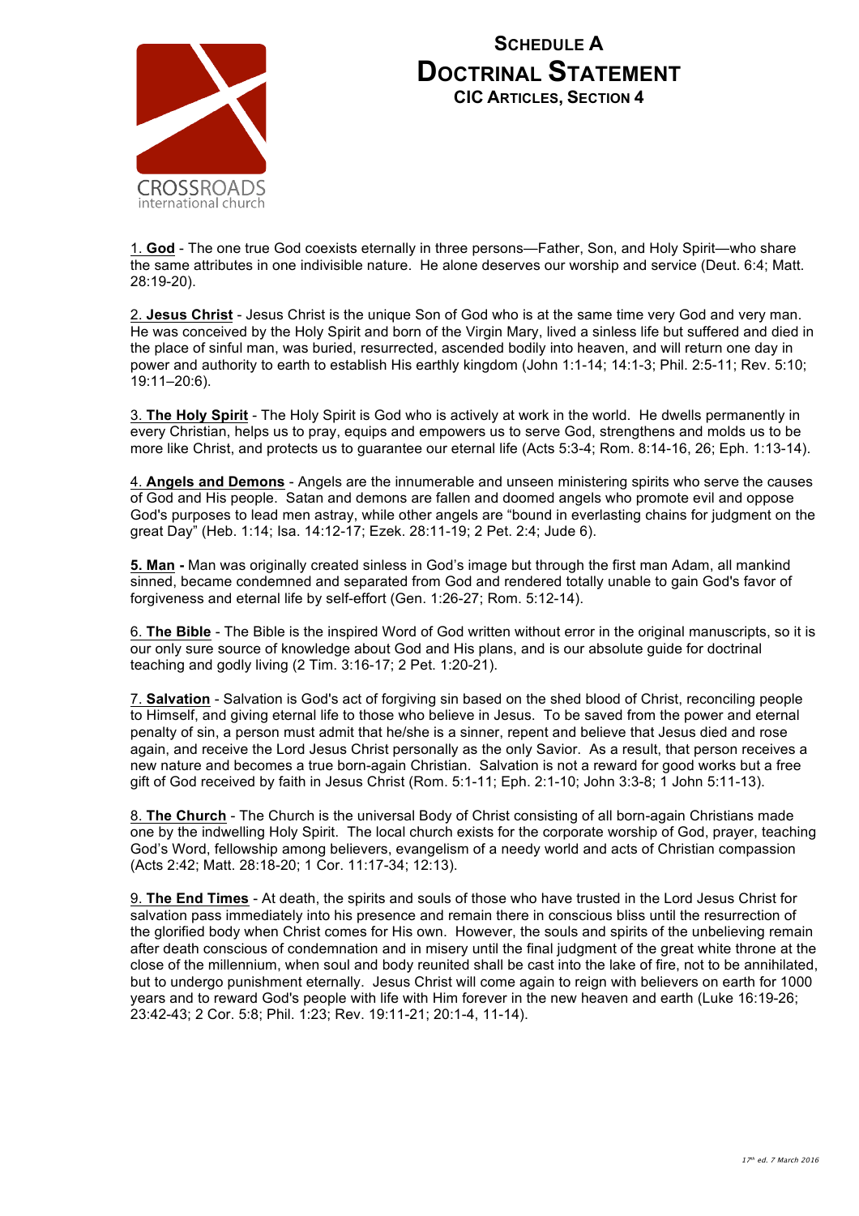# Schedule A
# Doctrinal Statement
## CIC Articles, Section 4

1. **God** - The one true God coexists eternally in three persons—Father, Son, and Holy Spirit—who share the same attributes in one indivisible nature. He alone deserves our worship and service (Deut. 6:4; Matt. 28:19-20).

2. **Jesus Christ** - Jesus Christ is the unique Son of God who is at the same time very God and very man. He was conceived by the Holy Spirit and born of the Virgin Mary, lived a sinless life but suffered and died in the place of sinful man, was buried, resurrected, ascended bodily into heaven, and will return one day in power and authority to earth to establish His earthly kingdom (John 1:1-14; 14:1-3; Phil. 2:5-11; Rev. 5:10; 19:11–20:6).

3. **The Holy Spirit** - The Holy Spirit is God who is actively at work in the world. He dwells permanently in every Christian, helps us to pray, equips and empowers us to serve God, strengthens and molds us to be more like Christ, and protects us to guarantee our eternal life (Acts 5:3-4; Rom. 8:14-16, 26; Eph. 1:13-14).

4. **Angels and Demons** - Angels are the innumerable and unseen ministering spirits who serve the causes of God and His people. Satan and demons are fallen and doomed angels who promote evil and oppose God's purposes to lead men astray, while other angels are "bound in everlasting chains for judgment on the great Day" (Heb. 1:14; Isa. 14:12-17; Ezek. 28:11-19; 2 Pet. 2:4; Jude 6).

**5. Man -** Man was originally created sinless in God's image but through the first man Adam, all mankind sinned, became condemned and separated from God and rendered totally unable to gain God's favor of forgiveness and eternal life by self-effort (Gen. 1:26-27; Rom. 5:12-14).

6. **The Bible** - The Bible is the inspired Word of God written without error in the original manuscripts, so it is our only sure source of knowledge about God and His plans, and is our absolute guide for doctrinal teaching and godly living (2 Tim. 3:16-17; 2 Pet. 1:20-21).

7. **Salvation** - Salvation is God's act of forgiving sin based on the shed blood of Christ, reconciling people to Himself, and giving eternal life to those who believe in Jesus. To be saved from the power and eternal penalty of sin, a person must admit that he/she is a sinner, repent and believe that Jesus died and rose again, and receive the Lord Jesus Christ personally as the only Savior. As a result, that person receives a new nature and becomes a true born-again Christian. Salvation is not a reward for good works but a free gift of God received by faith in Jesus Christ (Rom. 5:1-11; Eph. 2:1-10; John 3:3-8; 1 John 5:11-13).

8. **The Church** - The Church is the universal Body of Christ consisting of all born-again Christians made one by the indwelling Holy Spirit. The local church exists for the corporate worship of God, prayer, teaching God's Word, fellowship among believers, evangelism of a needy world and acts of Christian compassion (Acts 2:42; Matt. 28:18-20; 1 Cor. 11:17-34; 12:13).

9. **The End Times** - At death, the spirits and souls of those who have trusted in the Lord Jesus Christ for salvation pass immediately into his presence and remain there in conscious bliss until the resurrection of the glorified body when Christ comes for His own. However, the souls and spirits of the unbelieving remain after death conscious of condemnation and in misery until the final judgment of the great white throne at the close of the millennium, when soul and body reunited shall be cast into the lake of fire, not to be annihilated, but to undergo punishment eternally. Jesus Christ will come again to reign with believers on earth for 1000 years and to reward God's people with life with Him forever in the new heaven and earth (Luke 16:19-26; 23:42-43; 2 Cor. 5:8; Phil. 1:23; Rev. 19:11-21; 20:1-4, 11-14).

*17th ed. 7 March 2016*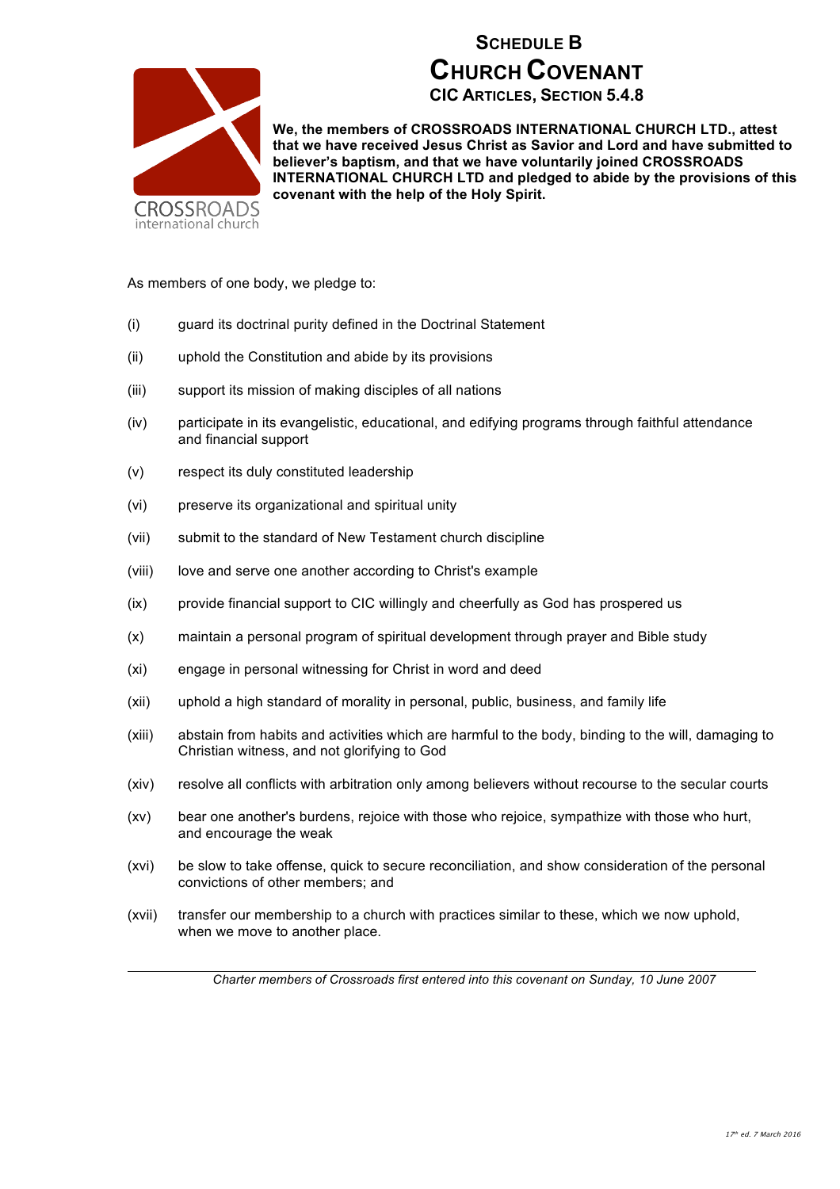# Schedule B
# Church Covenant
### CIC Articles, Section 5.4.8

CROSSROADS
international church

**We, the members of CROSSROADS INTERNATIONAL CHURCH LTD., attest that we have received Jesus Christ as Savior and Lord and have submitted to believer's baptism, and that we have voluntarily joined CROSSROADS INTERNATIONAL CHURCH LTD and pledged to abide by the provisions of this covenant with the help of the Holy Spirit.**

As members of one body, we pledge to:

(i) guard its doctrinal purity defined in the Doctrinal Statement

(ii) uphold the Constitution and abide by its provisions

(iii) support its mission of making disciples of all nations

(iv) participate in its evangelistic, educational, and edifying programs through faithful attendance and financial support

(v) respect its duly constituted leadership

(vi) preserve its organizational and spiritual unity

(vii) submit to the standard of New Testament church discipline

(viii) love and serve one another according to Christ's example

(ix) provide financial support to CIC willingly and cheerfully as God has prospered us

(x) maintain a personal program of spiritual development through prayer and Bible study

(xi) engage in personal witnessing for Christ in word and deed

(xii) uphold a high standard of morality in personal, public, business, and family life

(xiii) abstain from habits and activities which are harmful to the body, binding to the will, damaging to Christian witness, and not glorifying to God

(xiv) resolve all conflicts with arbitration only among believers without recourse to the secular courts

(xv) bear one another's burdens, rejoice with those who rejoice, sympathize with those who hurt, and encourage the weak

(xvi) be slow to take offense, quick to secure reconciliation, and show consideration of the personal convictions of other members; and

(xvii) transfer our membership to a church with practices similar to these, which we now uphold, when we move to another place.

---

*Charter members of Crossroads first entered into this covenant on Sunday, 10 June 2007*

*17th ed. 7 March 2016*